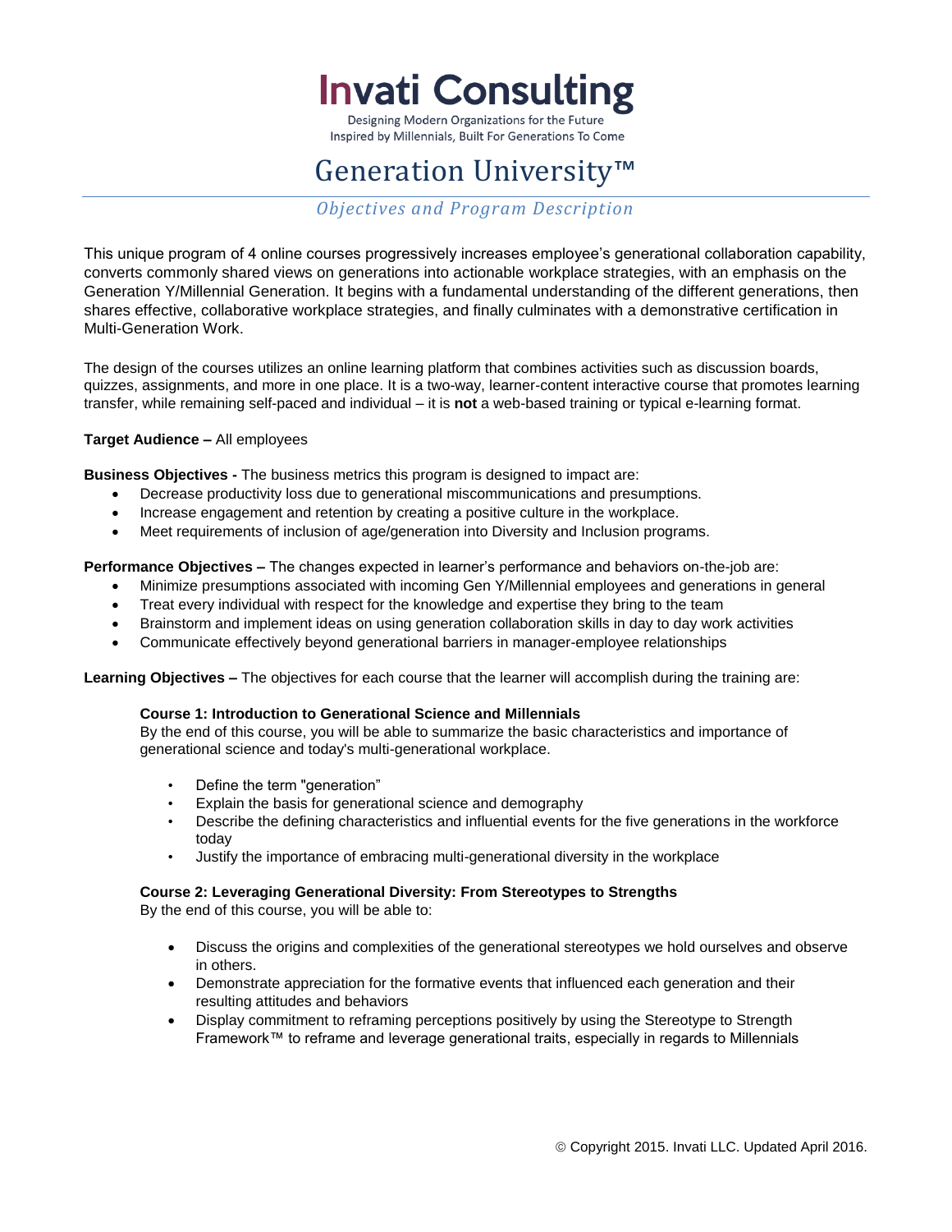# Invati Consulting

Designing Modern Organizations for the Future
Inspired by Millennials, Built For Generations To Come

## Generation University™

*Objectives and Program Description*

This unique program of 4 online courses progressively increases employee's generational collaboration capability, converts commonly shared views on generations into actionable workplace strategies, with an emphasis on the Generation Y/Millennial Generation. It begins with a fundamental understanding of the different generations, then shares effective, collaborative workplace strategies, and finally culminates with a demonstrative certification in Multi-Generation Work.

The design of the courses utilizes an online learning platform that combines activities such as discussion boards, quizzes, assignments, and more in one place. It is a two-way, learner-content interactive course that promotes learning transfer, while remaining self-paced and individual – it is **not** a web-based training or typical e-learning format.

**Target Audience –** All employees

**Business Objectives -** The business metrics this program is designed to impact are:

- Decrease productivity loss due to generational miscommunications and presumptions.
- Increase engagement and retention by creating a positive culture in the workplace.
- Meet requirements of inclusion of age/generation into Diversity and Inclusion programs.

**Performance Objectives –** The changes expected in learner's performance and behaviors on-the-job are:

- Minimize presumptions associated with incoming Gen Y/Millennial employees and generations in general
- Treat every individual with respect for the knowledge and expertise they bring to the team
- Brainstorm and implement ideas on using generation collaboration skills in day to day work activities
- Communicate effectively beyond generational barriers in manager-employee relationships

**Learning Objectives –** The objectives for each course that the learner will accomplish during the training are:

**Course 1: Introduction to Generational Science and Millennials**
By the end of this course, you will be able to summarize the basic characteristics and importance of generational science and today's multi-generational workplace.

- Define the term "generation"
- Explain the basis for generational science and demography
- Describe the defining characteristics and influential events for the five generations in the workforce today
- Justify the importance of embracing multi-generational diversity in the workplace

**Course 2: Leveraging Generational Diversity: From Stereotypes to Strengths**
By the end of this course, you will be able to:

- Discuss the origins and complexities of the generational stereotypes we hold ourselves and observe in others.
- Demonstrate appreciation for the formative events that influenced each generation and their resulting attitudes and behaviors
- Display commitment to reframing perceptions positively by using the Stereotype to Strength Framework™ to reframe and leverage generational traits, especially in regards to Millennials

© Copyright 2015. Invati LLC. Updated April 2016.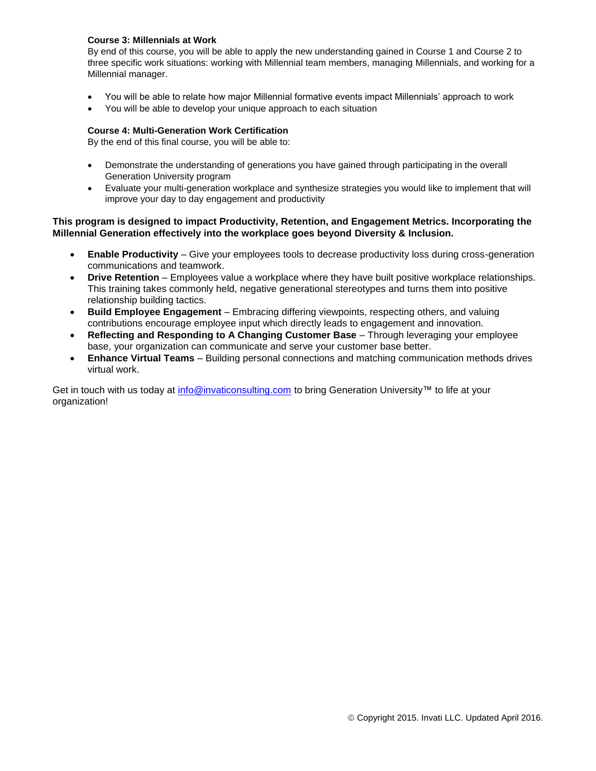**Course 3: Millennials at Work**

By end of this course, you will be able to apply the new understanding gained in Course 1 and Course 2 to three specific work situations: working with Millennial team members, managing Millennials, and working for a Millennial manager.

- You will be able to relate how major Millennial formative events impact Millennials' approach to work
- You will be able to develop your unique approach to each situation

**Course 4: Multi-Generation Work Certification**

By the end of this final course, you will be able to:

- Demonstrate the understanding of generations you have gained through participating in the overall Generation University program
- Evaluate your multi-generation workplace and synthesize strategies you would like to implement that will improve your day to day engagement and productivity

**This program is designed to impact Productivity, Retention, and Engagement Metrics. Incorporating the Millennial Generation effectively into the workplace goes beyond Diversity & Inclusion.**

- **Enable Productivity** – Give your employees tools to decrease productivity loss during cross-generation communications and teamwork.
- **Drive Retention** – Employees value a workplace where they have built positive workplace relationships. This training takes commonly held, negative generational stereotypes and turns them into positive relationship building tactics.
- **Build Employee Engagement** – Embracing differing viewpoints, respecting others, and valuing contributions encourage employee input which directly leads to engagement and innovation.
- **Reflecting and Responding to A Changing Customer Base** – Through leveraging your employee base, your organization can communicate and serve your customer base better.
- **Enhance Virtual Teams** – Building personal connections and matching communication methods drives virtual work.

Get in touch with us today at info@invaticonsulting.com to bring Generation University™ to life at your organization!

© Copyright 2015. Invati LLC. Updated April 2016.